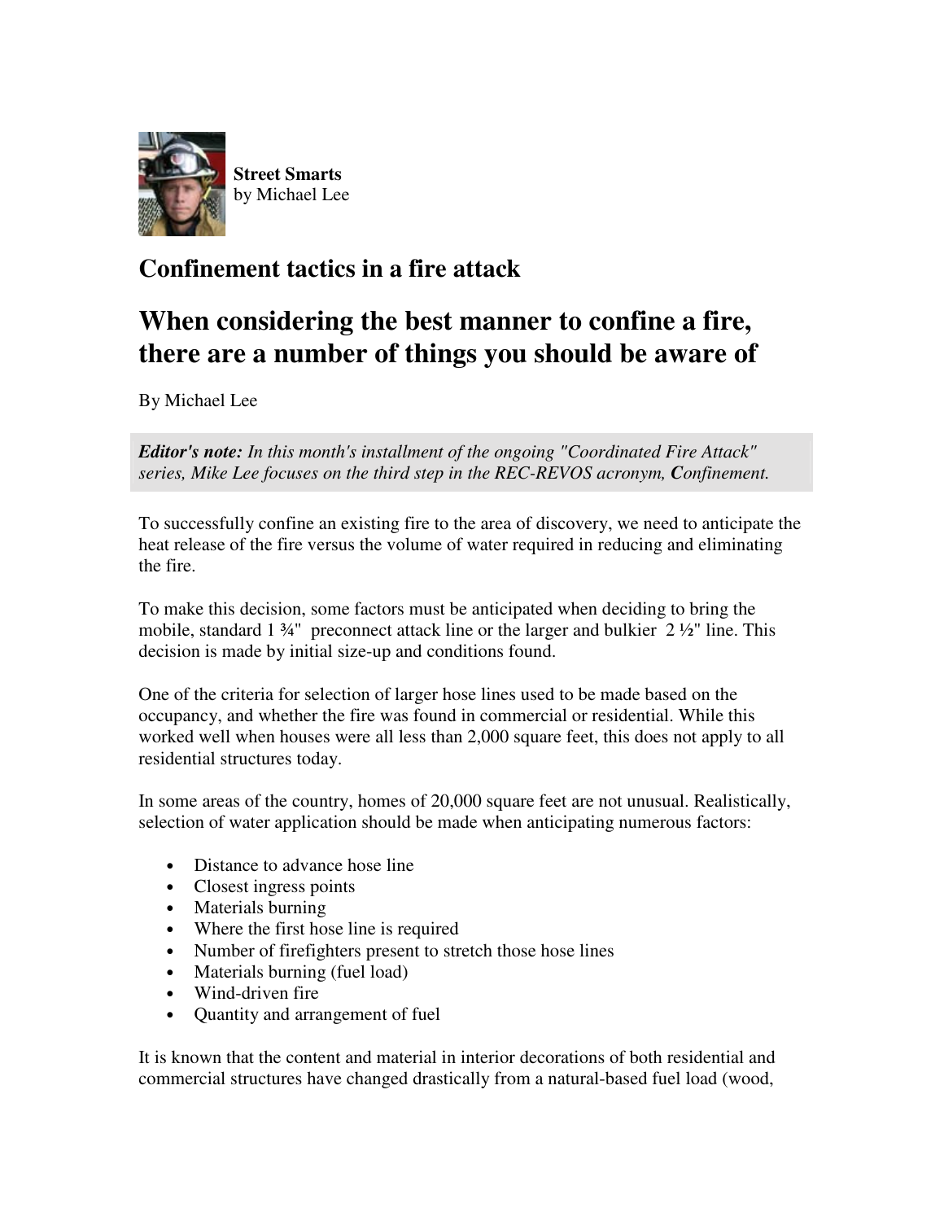**Street Smarts**
by Michael Lee

# Confinement tactics in a fire attack

## When considering the best manner to confine a fire, there are a number of things you should be aware of

By Michael Lee

***Editor's note:*** *In this month's installment of the ongoing "Coordinated Fire Attack" series, Mike Lee focuses on the third step in the REC-REVOS acronym,* ***C****onfinement.*

To successfully confine an existing fire to the area of discovery, we need to anticipate the heat release of the fire versus the volume of water required in reducing and eliminating the fire.

To make this decision, some factors must be anticipated when deciding to bring the mobile, standard 1 ¾" preconnect attack line or the larger and bulkier 2 ½" line. This decision is made by initial size-up and conditions found.

One of the criteria for selection of larger hose lines used to be made based on the occupancy, and whether the fire was found in commercial or residential. While this worked well when houses were all less than 2,000 square feet, this does not apply to all residential structures today.

In some areas of the country, homes of 20,000 square feet are not unusual. Realistically, selection of water application should be made when anticipating numerous factors:

- Distance to advance hose line
- Closest ingress points
- Materials burning
- Where the first hose line is required
- Number of firefighters present to stretch those hose lines
- Materials burning (fuel load)
- Wind-driven fire
- Quantity and arrangement of fuel

It is known that the content and material in interior decorations of both residential and commercial structures have changed drastically from a natural-based fuel load (wood,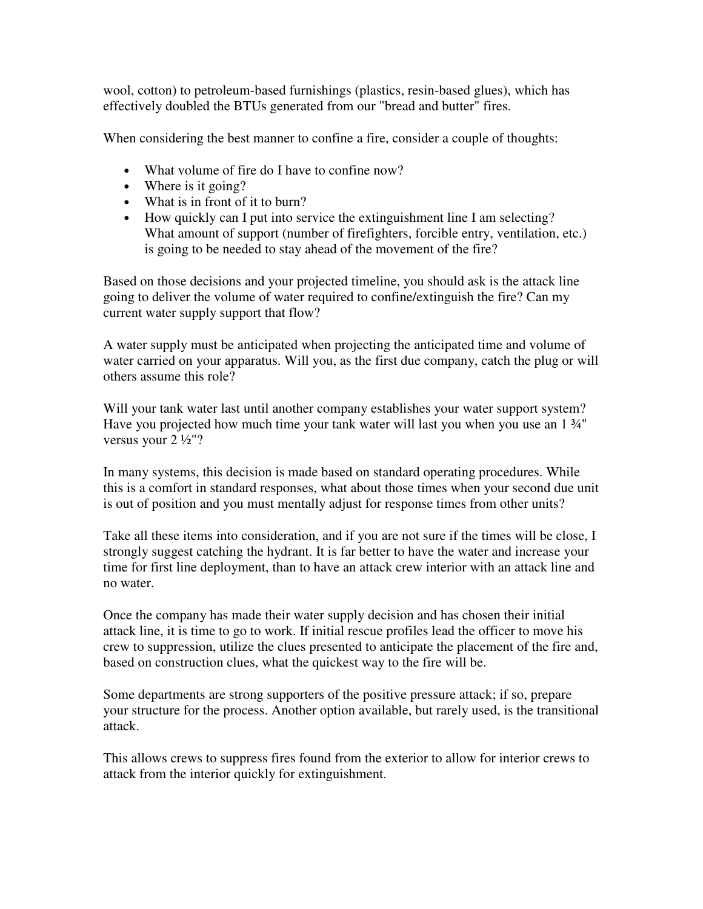wool, cotton) to petroleum-based furnishings (plastics, resin-based glues), which has effectively doubled the BTUs generated from our "bread and butter" fires.

When considering the best manner to confine a fire, consider a couple of thoughts:

- What volume of fire do I have to confine now?
- Where is it going?
- What is in front of it to burn?
- How quickly can I put into service the extinguishment line I am selecting? What amount of support (number of firefighters, forcible entry, ventilation, etc.) is going to be needed to stay ahead of the movement of the fire?

Based on those decisions and your projected timeline, you should ask is the attack line going to deliver the volume of water required to confine/extinguish the fire? Can my current water supply support that flow?

A water supply must be anticipated when projecting the anticipated time and volume of water carried on your apparatus. Will you, as the first due company, catch the plug or will others assume this role?

Will your tank water last until another company establishes your water support system? Have you projected how much time your tank water will last you when you use an 1 ¾" versus your 2 ½"?

In many systems, this decision is made based on standard operating procedures. While this is a comfort in standard responses, what about those times when your second due unit is out of position and you must mentally adjust for response times from other units?

Take all these items into consideration, and if you are not sure if the times will be close, I strongly suggest catching the hydrant. It is far better to have the water and increase your time for first line deployment, than to have an attack crew interior with an attack line and no water.

Once the company has made their water supply decision and has chosen their initial attack line, it is time to go to work. If initial rescue profiles lead the officer to move his crew to suppression, utilize the clues presented to anticipate the placement of the fire and, based on construction clues, what the quickest way to the fire will be.

Some departments are strong supporters of the positive pressure attack; if so, prepare your structure for the process. Another option available, but rarely used, is the transitional attack.

This allows crews to suppress fires found from the exterior to allow for interior crews to attack from the interior quickly for extinguishment.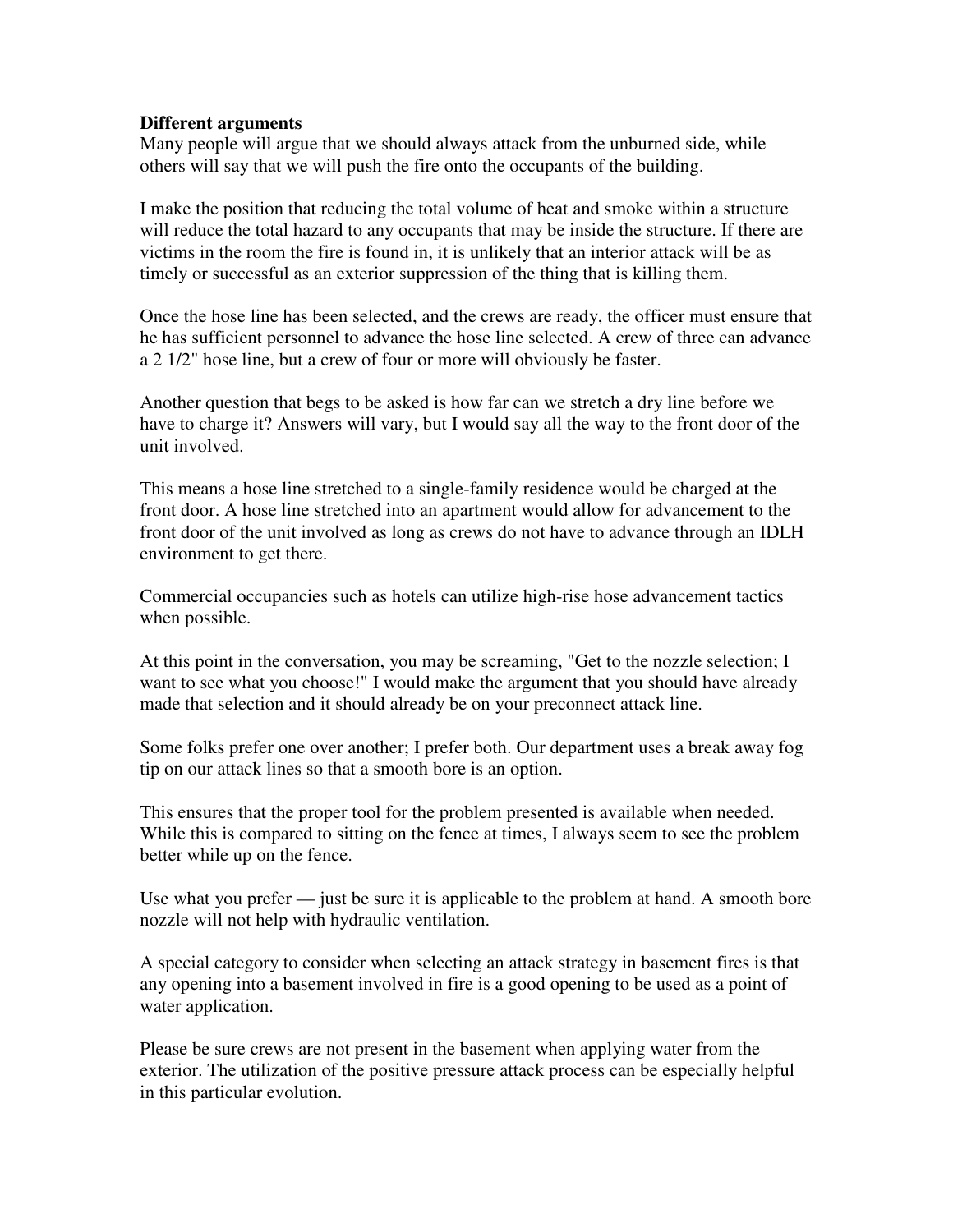**Different arguments**

Many people will argue that we should always attack from the unburned side, while others will say that we will push the fire onto the occupants of the building.

I make the position that reducing the total volume of heat and smoke within a structure will reduce the total hazard to any occupants that may be inside the structure. If there are victims in the room the fire is found in, it is unlikely that an interior attack will be as timely or successful as an exterior suppression of the thing that is killing them.

Once the hose line has been selected, and the crews are ready, the officer must ensure that he has sufficient personnel to advance the hose line selected. A crew of three can advance a 2 1/2" hose line, but a crew of four or more will obviously be faster.

Another question that begs to be asked is how far can we stretch a dry line before we have to charge it? Answers will vary, but I would say all the way to the front door of the unit involved.

This means a hose line stretched to a single-family residence would be charged at the front door. A hose line stretched into an apartment would allow for advancement to the front door of the unit involved as long as crews do not have to advance through an IDLH environment to get there.

Commercial occupancies such as hotels can utilize high-rise hose advancement tactics when possible.

At this point in the conversation, you may be screaming, "Get to the nozzle selection; I want to see what you choose!" I would make the argument that you should have already made that selection and it should already be on your preconnect attack line.

Some folks prefer one over another; I prefer both. Our department uses a break away fog tip on our attack lines so that a smooth bore is an option.

This ensures that the proper tool for the problem presented is available when needed. While this is compared to sitting on the fence at times, I always seem to see the problem better while up on the fence.

Use what you prefer — just be sure it is applicable to the problem at hand. A smooth bore nozzle will not help with hydraulic ventilation.

A special category to consider when selecting an attack strategy in basement fires is that any opening into a basement involved in fire is a good opening to be used as a point of water application.

Please be sure crews are not present in the basement when applying water from the exterior. The utilization of the positive pressure attack process can be especially helpful in this particular evolution.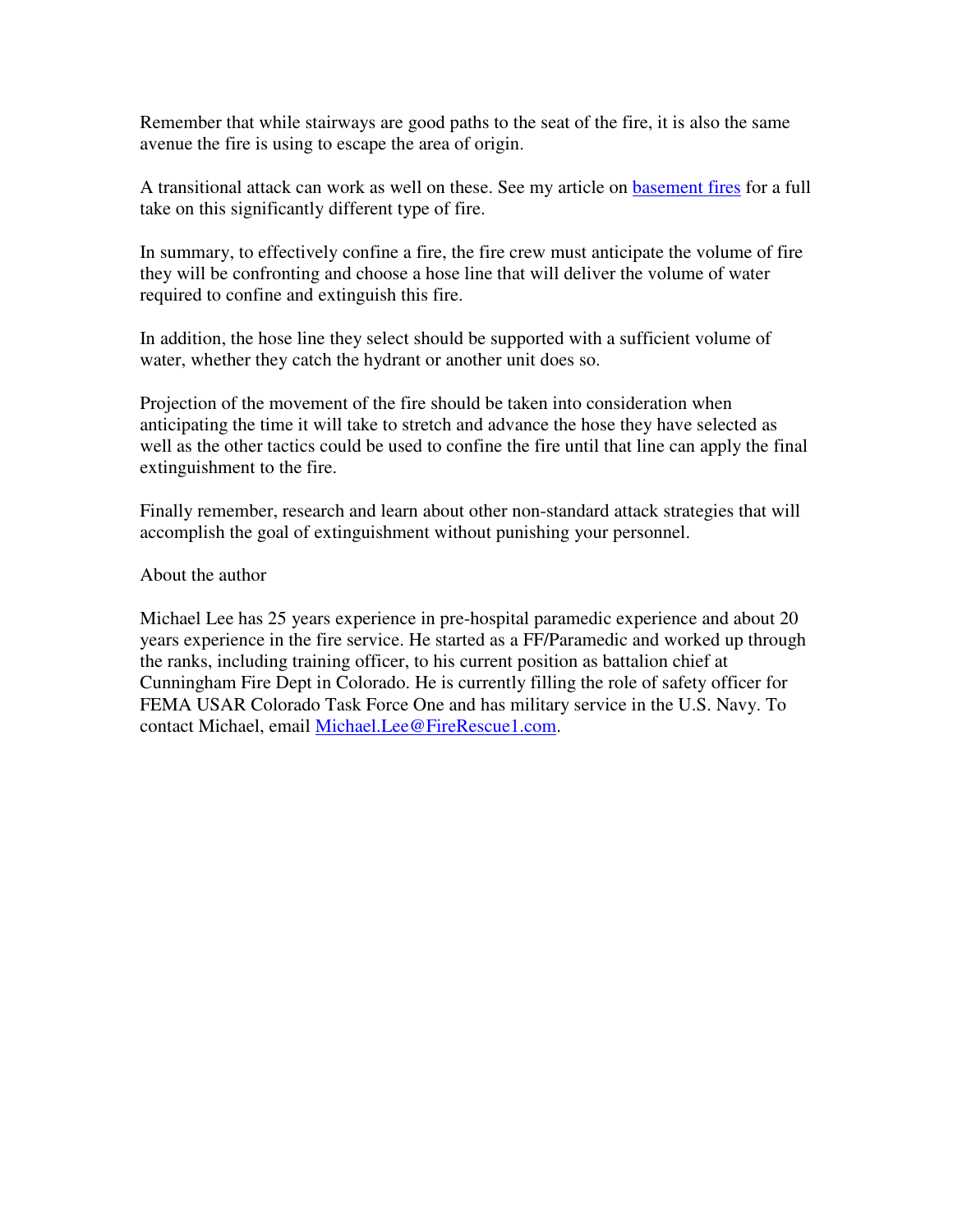Remember that while stairways are good paths to the seat of the fire, it is also the same avenue the fire is using to escape the area of origin.

A transitional attack can work as well on these. See my article on [basement fires](basement fires) for a full take on this significantly different type of fire.

In summary, to effectively confine a fire, the fire crew must anticipate the volume of fire they will be confronting and choose a hose line that will deliver the volume of water required to confine and extinguish this fire.

In addition, the hose line they select should be supported with a sufficient volume of water, whether they catch the hydrant or another unit does so.

Projection of the movement of the fire should be taken into consideration when anticipating the time it will take to stretch and advance the hose they have selected as well as the other tactics could be used to confine the fire until that line can apply the final extinguishment to the fire.

Finally remember, research and learn about other non-standard attack strategies that will accomplish the goal of extinguishment without punishing your personnel.

About the author

Michael Lee has 25 years experience in pre-hospital paramedic experience and about 20 years experience in the fire service. He started as a FF/Paramedic and worked up through the ranks, including training officer, to his current position as battalion chief at Cunningham Fire Dept in Colorado. He is currently filling the role of safety officer for FEMA USAR Colorado Task Force One and has military service in the U.S. Navy. To contact Michael, email Michael.Lee@FireRescue1.com.